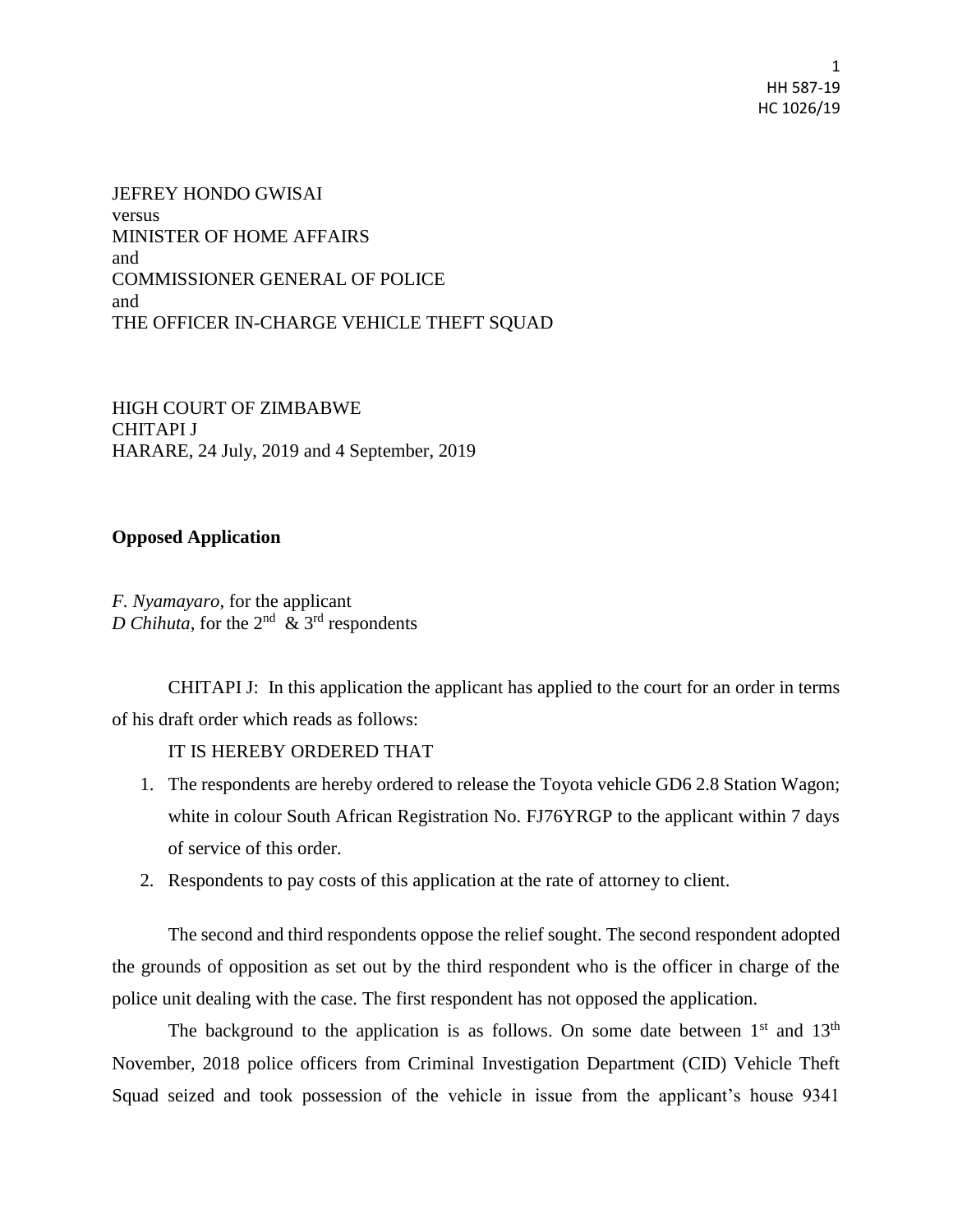JEFREY HONDO GWISAI
versus
MINISTER OF HOME AFFAIRS
and
COMMISSIONER GENERAL OF POLICE
and
THE OFFICER IN-CHARGE VEHICLE THEFT SQUAD

HIGH COURT OF ZIMBABWE
CHITAPI J
HARARE, 24 July, 2019 and 4 September, 2019

**Opposed Application**

*F. Nyamayaro*, for the applicant
*D Chihuta*, for the 2nd & 3rd respondents

CHITAPI J: In this application the applicant has applied to the court for an order in terms of his draft order which reads as follows:

IT IS HEREBY ORDERED THAT

1. The respondents are hereby ordered to release the Toyota vehicle GD6 2.8 Station Wagon; white in colour South African Registration No. FJ76YRGP to the applicant within 7 days of service of this order.
2. Respondents to pay costs of this application at the rate of attorney to client.

The second and third respondents oppose the relief sought. The second respondent adopted the grounds of opposition as set out by the third respondent who is the officer in charge of the police unit dealing with the case. The first respondent has not opposed the application.

The background to the application is as follows. On some date between 1st and 13th November, 2018 police officers from Criminal Investigation Department (CID) Vehicle Theft Squad seized and took possession of the vehicle in issue from the applicant's house 9341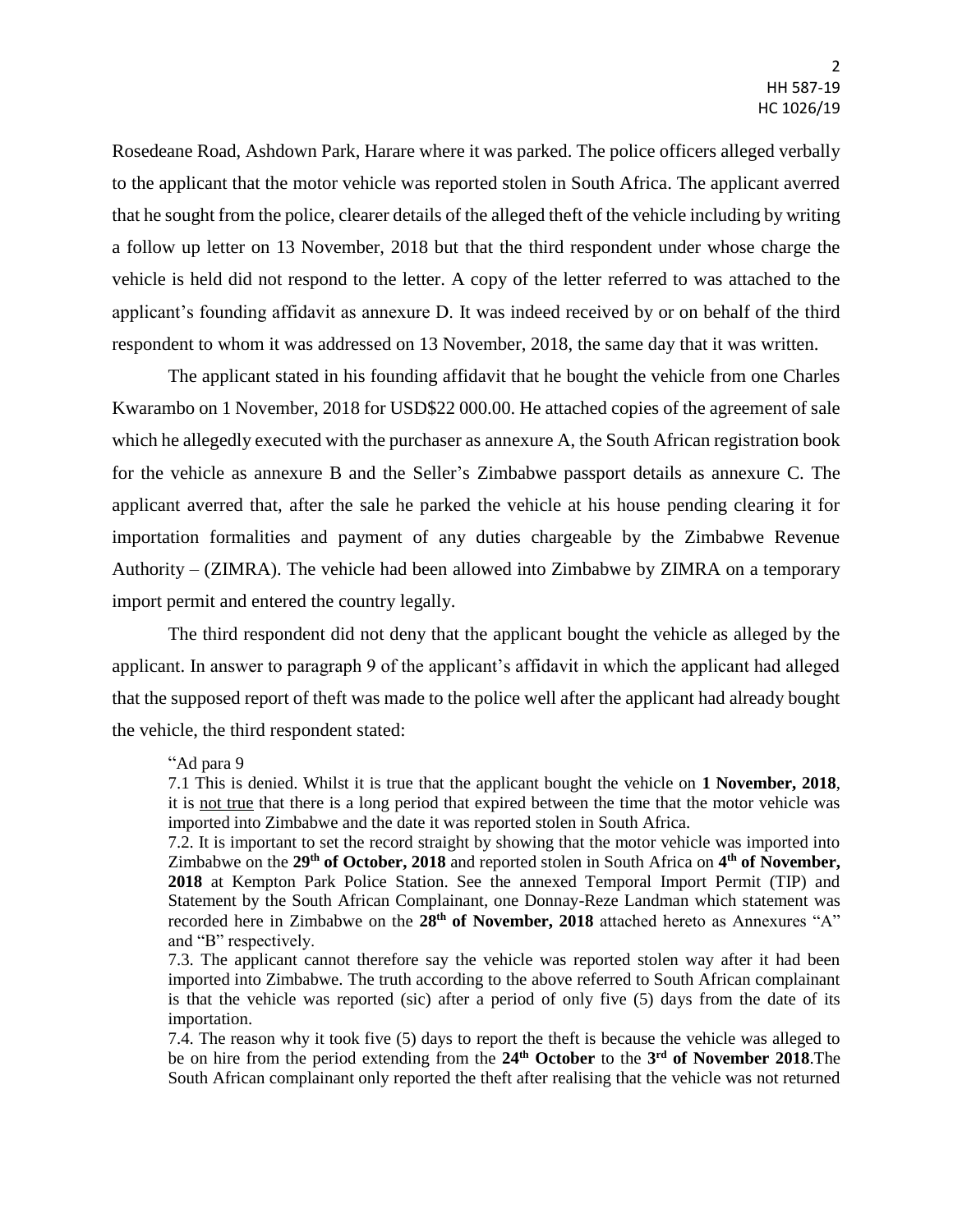Rosedeane Road, Ashdown Park, Harare where it was parked. The police officers alleged verbally to the applicant that the motor vehicle was reported stolen in South Africa. The applicant averred that he sought from the police, clearer details of the alleged theft of the vehicle including by writing a follow up letter on 13 November, 2018 but that the third respondent under whose charge the vehicle is held did not respond to the letter. A copy of the letter referred to was attached to the applicant's founding affidavit as annexure D. It was indeed received by or on behalf of the third respondent to whom it was addressed on 13 November, 2018, the same day that it was written.

The applicant stated in his founding affidavit that he bought the vehicle from one Charles Kwarambo on 1 November, 2018 for USD$22 000.00. He attached copies of the agreement of sale which he allegedly executed with the purchaser as annexure A, the South African registration book for the vehicle as annexure B and the Seller's Zimbabwe passport details as annexure C. The applicant averred that, after the sale he parked the vehicle at his house pending clearing it for importation formalities and payment of any duties chargeable by the Zimbabwe Revenue Authority – (ZIMRA). The vehicle had been allowed into Zimbabwe by ZIMRA on a temporary import permit and entered the country legally.

The third respondent did not deny that the applicant bought the vehicle as alleged by the applicant. In answer to paragraph 9 of the applicant's affidavit in which the applicant had alleged that the supposed report of theft was made to the police well after the applicant had already bought the vehicle, the third respondent stated:

> "Ad para 9
>
> 7.1 This is denied. Whilst it is true that the applicant bought the vehicle on **1 November, 2018**, it is <u>not true</u> that there is a long period that expired between the time that the motor vehicle was imported into Zimbabwe and the date it was reported stolen in South Africa.
>
> 7.2. It is important to set the record straight by showing that the motor vehicle was imported into Zimbabwe on the **29th of October, 2018** and reported stolen in South Africa on **4th of November, 2018** at Kempton Park Police Station. See the annexed Temporal Import Permit (TIP) and Statement by the South African Complainant, one Donnay-Reze Landman which statement was recorded here in Zimbabwe on the **28th of November, 2018** attached hereto as Annexures "A" and "B" respectively.
>
> 7.3. The applicant cannot therefore say the vehicle was reported stolen way after it had been imported into Zimbabwe. The truth according to the above referred to South African complainant is that the vehicle was reported (sic) after a period of only five (5) days from the date of its importation.
>
> 7.4. The reason why it took five (5) days to report the theft is because the vehicle was alleged to be on hire from the period extending from the **24th October** to the **3rd of November 2018**. The South African complainant only reported the theft after realising that the vehicle was not returned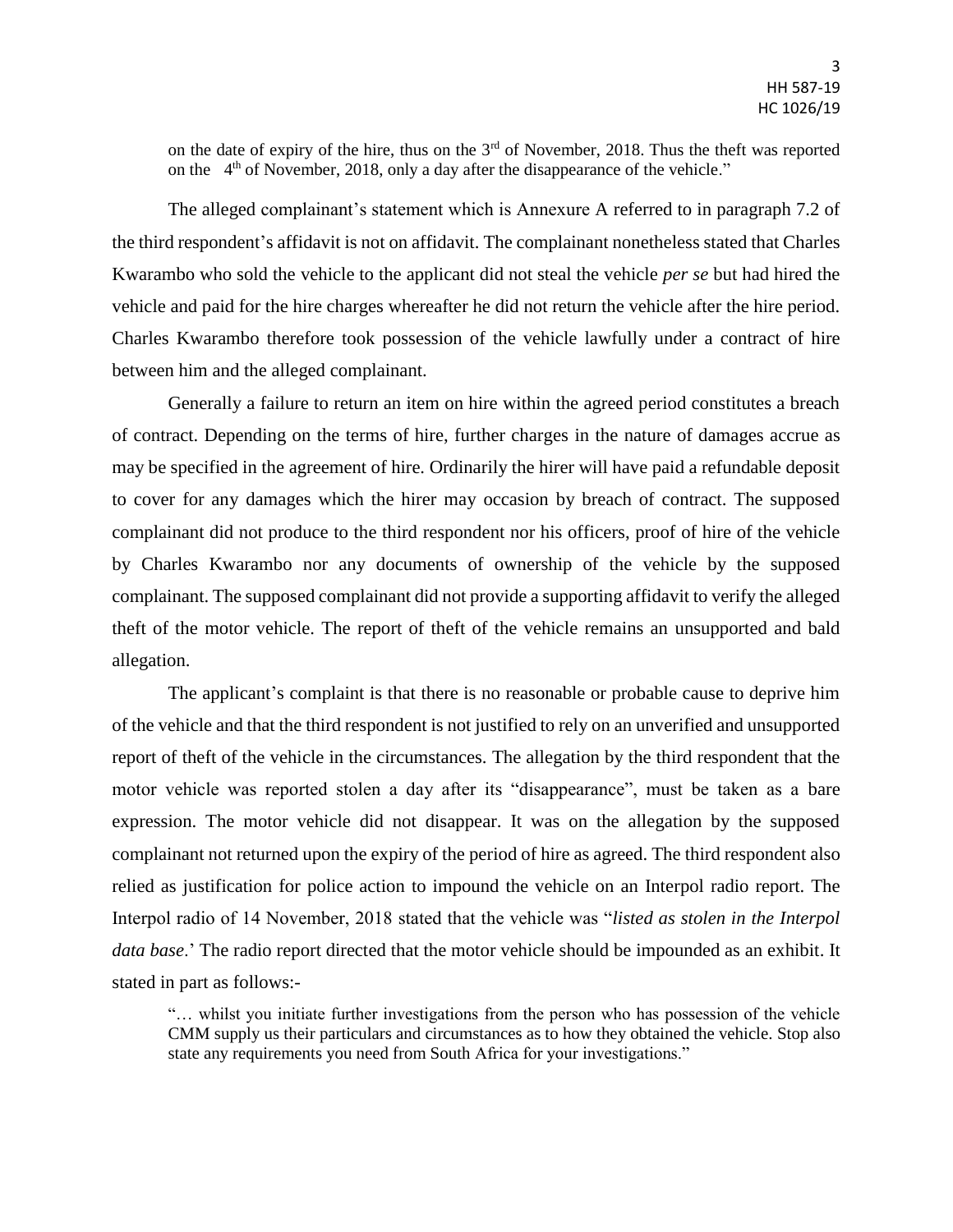> on the date of expiry of the hire, thus on the 3rd of November, 2018. Thus the theft was reported on the 4th of November, 2018, only a day after the disappearance of the vehicle."

The alleged complainant's statement which is Annexure A referred to in paragraph 7.2 of the third respondent's affidavit is not on affidavit. The complainant nonetheless stated that Charles Kwarambo who sold the vehicle to the applicant did not steal the vehicle *per se* but had hired the vehicle and paid for the hire charges whereafter he did not return the vehicle after the hire period. Charles Kwarambo therefore took possession of the vehicle lawfully under a contract of hire between him and the alleged complainant.

Generally a failure to return an item on hire within the agreed period constitutes a breach of contract. Depending on the terms of hire, further charges in the nature of damages accrue as may be specified in the agreement of hire. Ordinarily the hirer will have paid a refundable deposit to cover for any damages which the hirer may occasion by breach of contract. The supposed complainant did not produce to the third respondent nor his officers, proof of hire of the vehicle by Charles Kwarambo nor any documents of ownership of the vehicle by the supposed complainant. The supposed complainant did not provide a supporting affidavit to verify the alleged theft of the motor vehicle. The report of theft of the vehicle remains an unsupported and bald allegation.

The applicant's complaint is that there is no reasonable or probable cause to deprive him of the vehicle and that the third respondent is not justified to rely on an unverified and unsupported report of theft of the vehicle in the circumstances. The allegation by the third respondent that the motor vehicle was reported stolen a day after its "disappearance", must be taken as a bare expression. The motor vehicle did not disappear. It was on the allegation by the supposed complainant not returned upon the expiry of the period of hire as agreed. The third respondent also relied as justification for police action to impound the vehicle on an Interpol radio report. The Interpol radio of 14 November, 2018 stated that the vehicle was "*listed as stolen in the Interpol data base*.' The radio report directed that the motor vehicle should be impounded as an exhibit. It stated in part as follows:-

> "… whilst you initiate further investigations from the person who has possession of the vehicle CMM supply us their particulars and circumstances as to how they obtained the vehicle. Stop also state any requirements you need from South Africa for your investigations."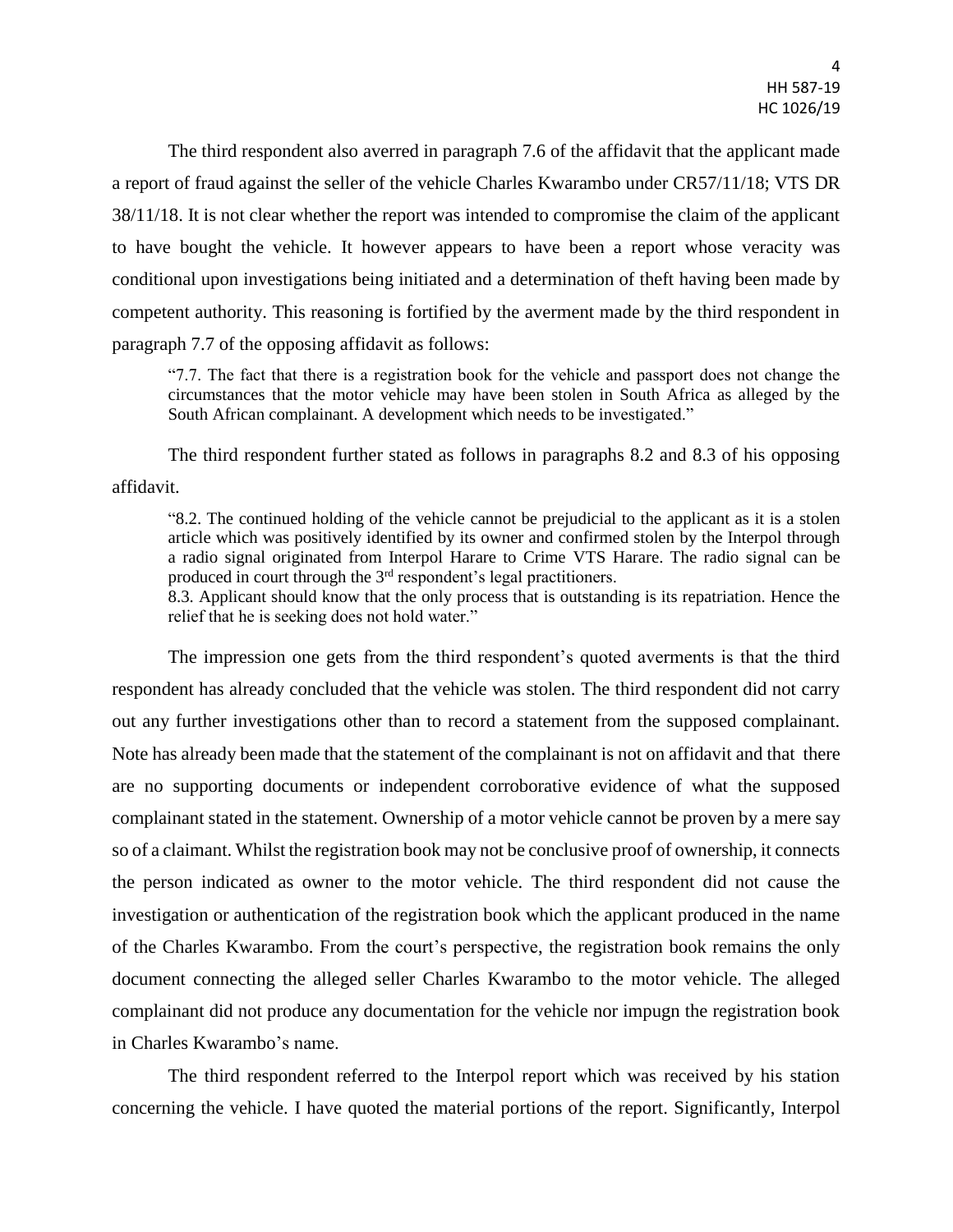The third respondent also averred in paragraph 7.6 of the affidavit that the applicant made a report of fraud against the seller of the vehicle Charles Kwarambo under CR57/11/18; VTS DR 38/11/18. It is not clear whether the report was intended to compromise the claim of the applicant to have bought the vehicle. It however appears to have been a report whose veracity was conditional upon investigations being initiated and a determination of theft having been made by competent authority. This reasoning is fortified by the averment made by the third respondent in paragraph 7.7 of the opposing affidavit as follows:

> "7.7. The fact that there is a registration book for the vehicle and passport does not change the circumstances that the motor vehicle may have been stolen in South Africa as alleged by the South African complainant. A development which needs to be investigated."

The third respondent further stated as follows in paragraphs 8.2 and 8.3 of his opposing affidavit.

> "8.2. The continued holding of the vehicle cannot be prejudicial to the applicant as it is a stolen article which was positively identified by its owner and confirmed stolen by the Interpol through a radio signal originated from Interpol Harare to Crime VTS Harare. The radio signal can be produced in court through the 3rd respondent's legal practitioners.
>
> 8.3. Applicant should know that the only process that is outstanding is its repatriation. Hence the relief that he is seeking does not hold water."

The impression one gets from the third respondent's quoted averments is that the third respondent has already concluded that the vehicle was stolen. The third respondent did not carry out any further investigations other than to record a statement from the supposed complainant. Note has already been made that the statement of the complainant is not on affidavit and that there are no supporting documents or independent corroborative evidence of what the supposed complainant stated in the statement. Ownership of a motor vehicle cannot be proven by a mere say so of a claimant. Whilst the registration book may not be conclusive proof of ownership, it connects the person indicated as owner to the motor vehicle. The third respondent did not cause the investigation or authentication of the registration book which the applicant produced in the name of the Charles Kwarambo. From the court's perspective, the registration book remains the only document connecting the alleged seller Charles Kwarambo to the motor vehicle. The alleged complainant did not produce any documentation for the vehicle nor impugn the registration book in Charles Kwarambo's name.

The third respondent referred to the Interpol report which was received by his station concerning the vehicle. I have quoted the material portions of the report. Significantly, Interpol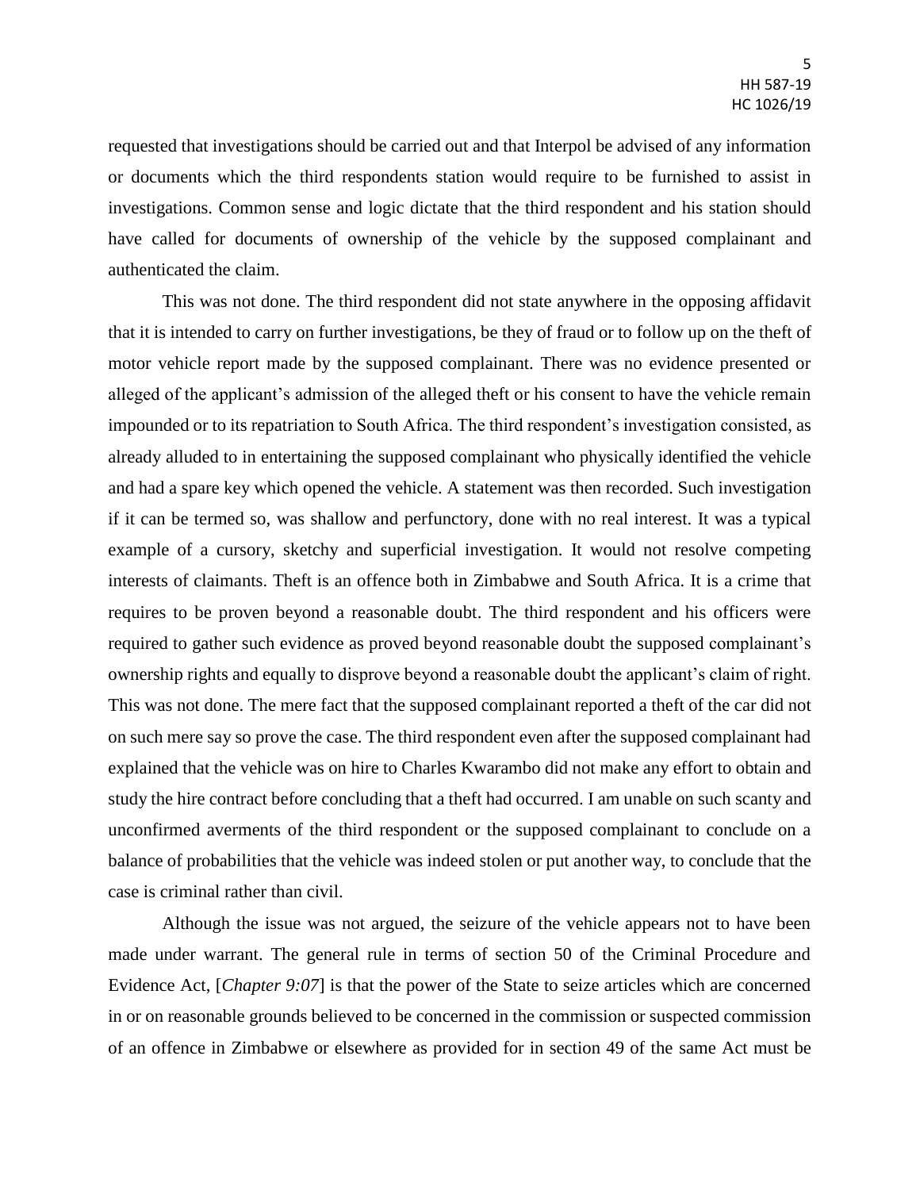requested that investigations should be carried out and that Interpol be advised of any information or documents which the third respondents station would require to be furnished to assist in investigations. Common sense and logic dictate that the third respondent and his station should have called for documents of ownership of the vehicle by the supposed complainant and authenticated the claim.

This was not done. The third respondent did not state anywhere in the opposing affidavit that it is intended to carry on further investigations, be they of fraud or to follow up on the theft of motor vehicle report made by the supposed complainant. There was no evidence presented or alleged of the applicant's admission of the alleged theft or his consent to have the vehicle remain impounded or to its repatriation to South Africa. The third respondent's investigation consisted, as already alluded to in entertaining the supposed complainant who physically identified the vehicle and had a spare key which opened the vehicle. A statement was then recorded. Such investigation if it can be termed so, was shallow and perfunctory, done with no real interest. It was a typical example of a cursory, sketchy and superficial investigation. It would not resolve competing interests of claimants. Theft is an offence both in Zimbabwe and South Africa. It is a crime that requires to be proven beyond a reasonable doubt. The third respondent and his officers were required to gather such evidence as proved beyond reasonable doubt the supposed complainant's ownership rights and equally to disprove beyond a reasonable doubt the applicant's claim of right. This was not done. The mere fact that the supposed complainant reported a theft of the car did not on such mere say so prove the case. The third respondent even after the supposed complainant had explained that the vehicle was on hire to Charles Kwarambo did not make any effort to obtain and study the hire contract before concluding that a theft had occurred. I am unable on such scanty and unconfirmed averments of the third respondent or the supposed complainant to conclude on a balance of probabilities that the vehicle was indeed stolen or put another way, to conclude that the case is criminal rather than civil.

Although the issue was not argued, the seizure of the vehicle appears not to have been made under warrant. The general rule in terms of section 50 of the Criminal Procedure and Evidence Act, [*Chapter 9:07*] is that the power of the State to seize articles which are concerned in or on reasonable grounds believed to be concerned in the commission or suspected commission of an offence in Zimbabwe or elsewhere as provided for in section 49 of the same Act must be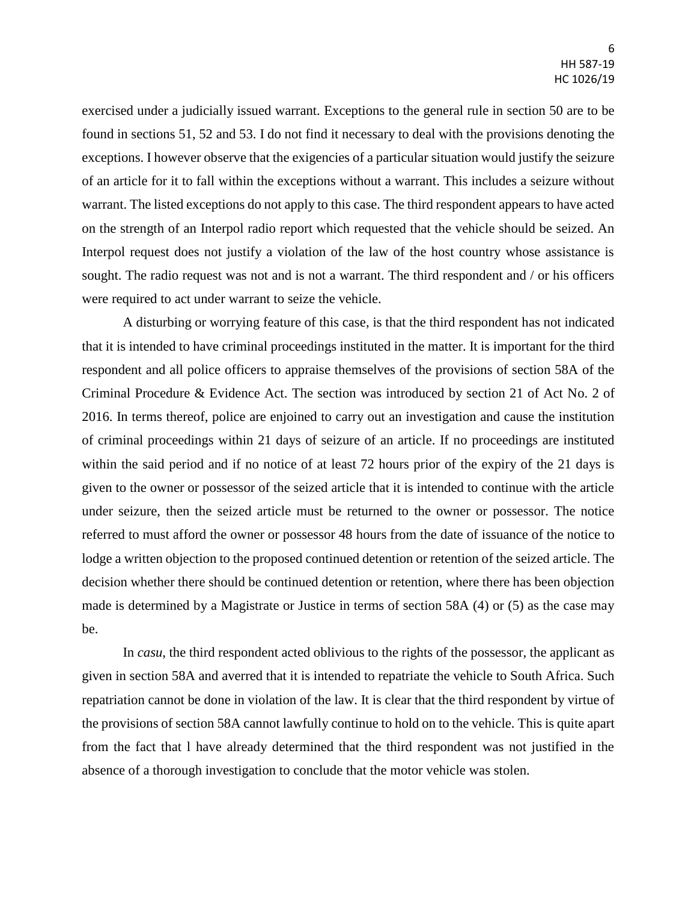exercised under a judicially issued warrant. Exceptions to the general rule in section 50 are to be found in sections 51, 52 and 53. I do not find it necessary to deal with the provisions denoting the exceptions. I however observe that the exigencies of a particular situation would justify the seizure of an article for it to fall within the exceptions without a warrant. This includes a seizure without warrant. The listed exceptions do not apply to this case. The third respondent appears to have acted on the strength of an Interpol radio report which requested that the vehicle should be seized. An Interpol request does not justify a violation of the law of the host country whose assistance is sought. The radio request was not and is not a warrant. The third respondent and / or his officers were required to act under warrant to seize the vehicle.

A disturbing or worrying feature of this case, is that the third respondent has not indicated that it is intended to have criminal proceedings instituted in the matter. It is important for the third respondent and all police officers to appraise themselves of the provisions of section 58A of the Criminal Procedure & Evidence Act. The section was introduced by section 21 of Act No. 2 of 2016. In terms thereof, police are enjoined to carry out an investigation and cause the institution of criminal proceedings within 21 days of seizure of an article. If no proceedings are instituted within the said period and if no notice of at least 72 hours prior of the expiry of the 21 days is given to the owner or possessor of the seized article that it is intended to continue with the article under seizure, then the seized article must be returned to the owner or possessor. The notice referred to must afford the owner or possessor 48 hours from the date of issuance of the notice to lodge a written objection to the proposed continued detention or retention of the seized article. The decision whether there should be continued detention or retention, where there has been objection made is determined by a Magistrate or Justice in terms of section 58A (4) or (5) as the case may be.

In *casu*, the third respondent acted oblivious to the rights of the possessor, the applicant as given in section 58A and averred that it is intended to repatriate the vehicle to South Africa. Such repatriation cannot be done in violation of the law. It is clear that the third respondent by virtue of the provisions of section 58A cannot lawfully continue to hold on to the vehicle. This is quite apart from the fact that l have already determined that the third respondent was not justified in the absence of a thorough investigation to conclude that the motor vehicle was stolen.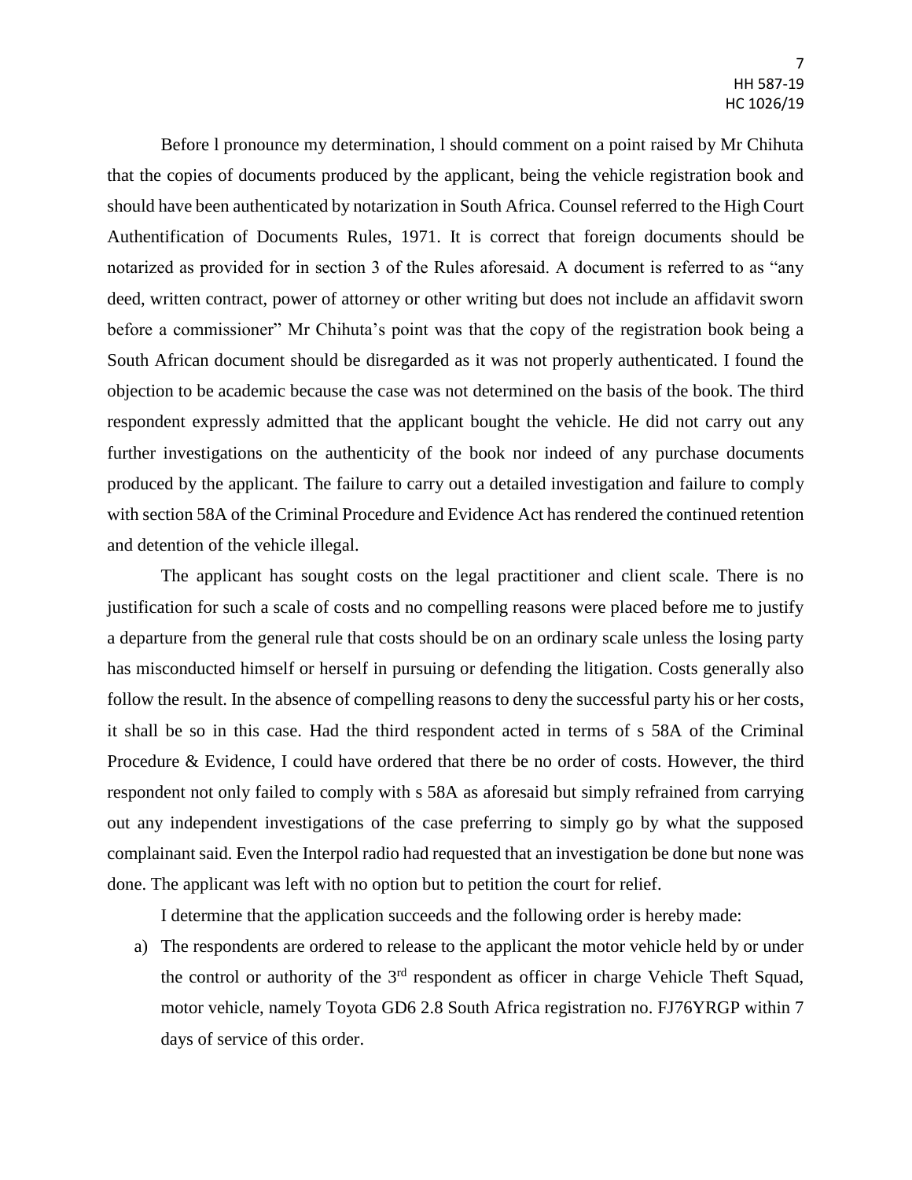Before l pronounce my determination, l should comment on a point raised by Mr Chihuta that the copies of documents produced by the applicant, being the vehicle registration book and should have been authenticated by notarization in South Africa. Counsel referred to the High Court Authentification of Documents Rules, 1971. It is correct that foreign documents should be notarized as provided for in section 3 of the Rules aforesaid. A document is referred to as "any deed, written contract, power of attorney or other writing but does not include an affidavit sworn before a commissioner" Mr Chihuta's point was that the copy of the registration book being a South African document should be disregarded as it was not properly authenticated. I found the objection to be academic because the case was not determined on the basis of the book. The third respondent expressly admitted that the applicant bought the vehicle. He did not carry out any further investigations on the authenticity of the book nor indeed of any purchase documents produced by the applicant. The failure to carry out a detailed investigation and failure to comply with section 58A of the Criminal Procedure and Evidence Act has rendered the continued retention and detention of the vehicle illegal.

The applicant has sought costs on the legal practitioner and client scale. There is no justification for such a scale of costs and no compelling reasons were placed before me to justify a departure from the general rule that costs should be on an ordinary scale unless the losing party has misconducted himself or herself in pursuing or defending the litigation. Costs generally also follow the result. In the absence of compelling reasons to deny the successful party his or her costs, it shall be so in this case. Had the third respondent acted in terms of s 58A of the Criminal Procedure & Evidence, I could have ordered that there be no order of costs. However, the third respondent not only failed to comply with s 58A as aforesaid but simply refrained from carrying out any independent investigations of the case preferring to simply go by what the supposed complainant said. Even the Interpol radio had requested that an investigation be done but none was done. The applicant was left with no option but to petition the court for relief.

I determine that the application succeeds and the following order is hereby made:

a) The respondents are ordered to release to the applicant the motor vehicle held by or under the control or authority of the 3rd respondent as officer in charge Vehicle Theft Squad, motor vehicle, namely Toyota GD6 2.8 South Africa registration no. FJ76YRGP within 7 days of service of this order.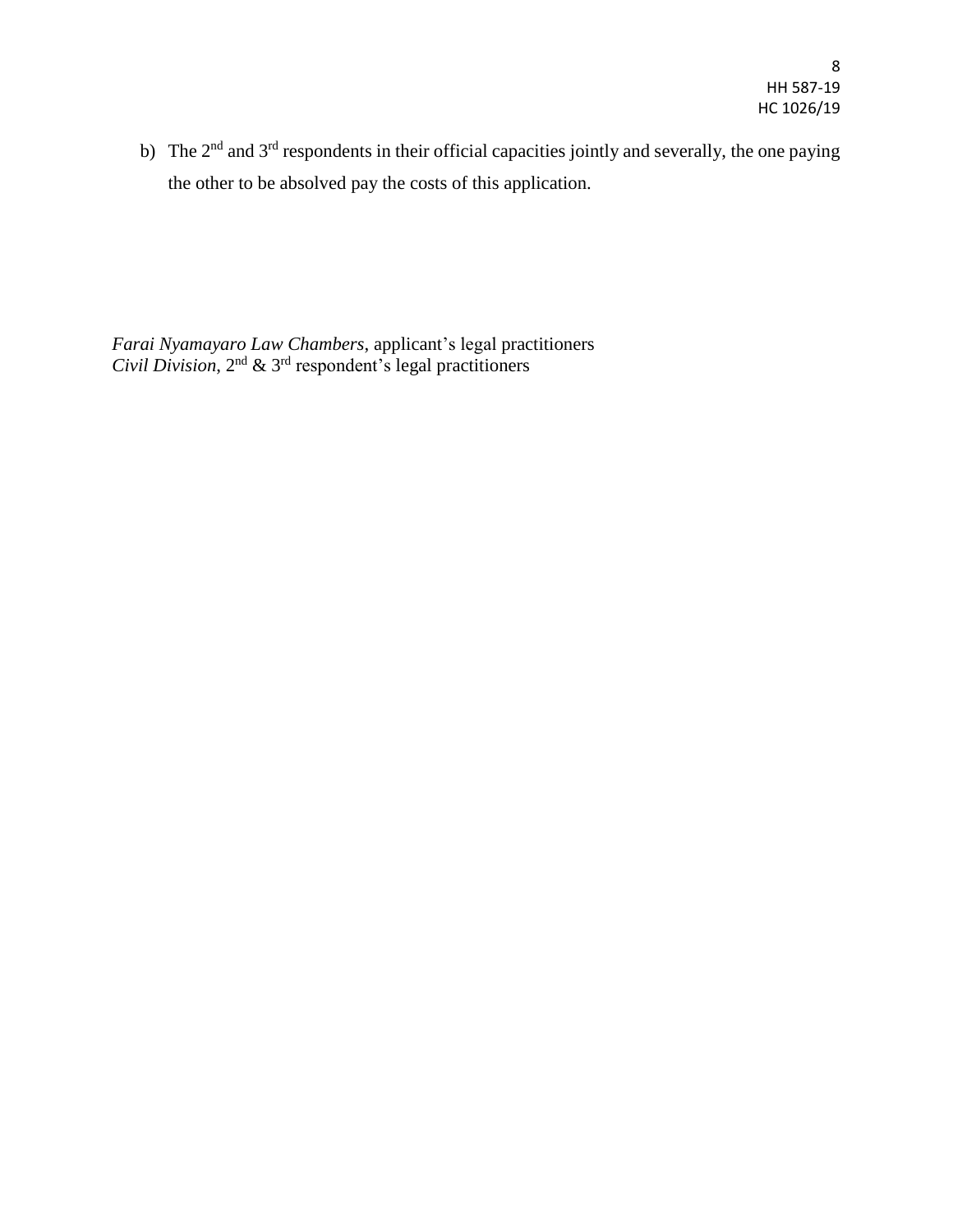b) The 2nd and 3rd respondents in their official capacities jointly and severally, the one paying the other to be absolved pay the costs of this application.

*Farai Nyamayaro Law Chambers*, applicant's legal practitioners
*Civil Division*, 2nd & 3rd respondent's legal practitioners